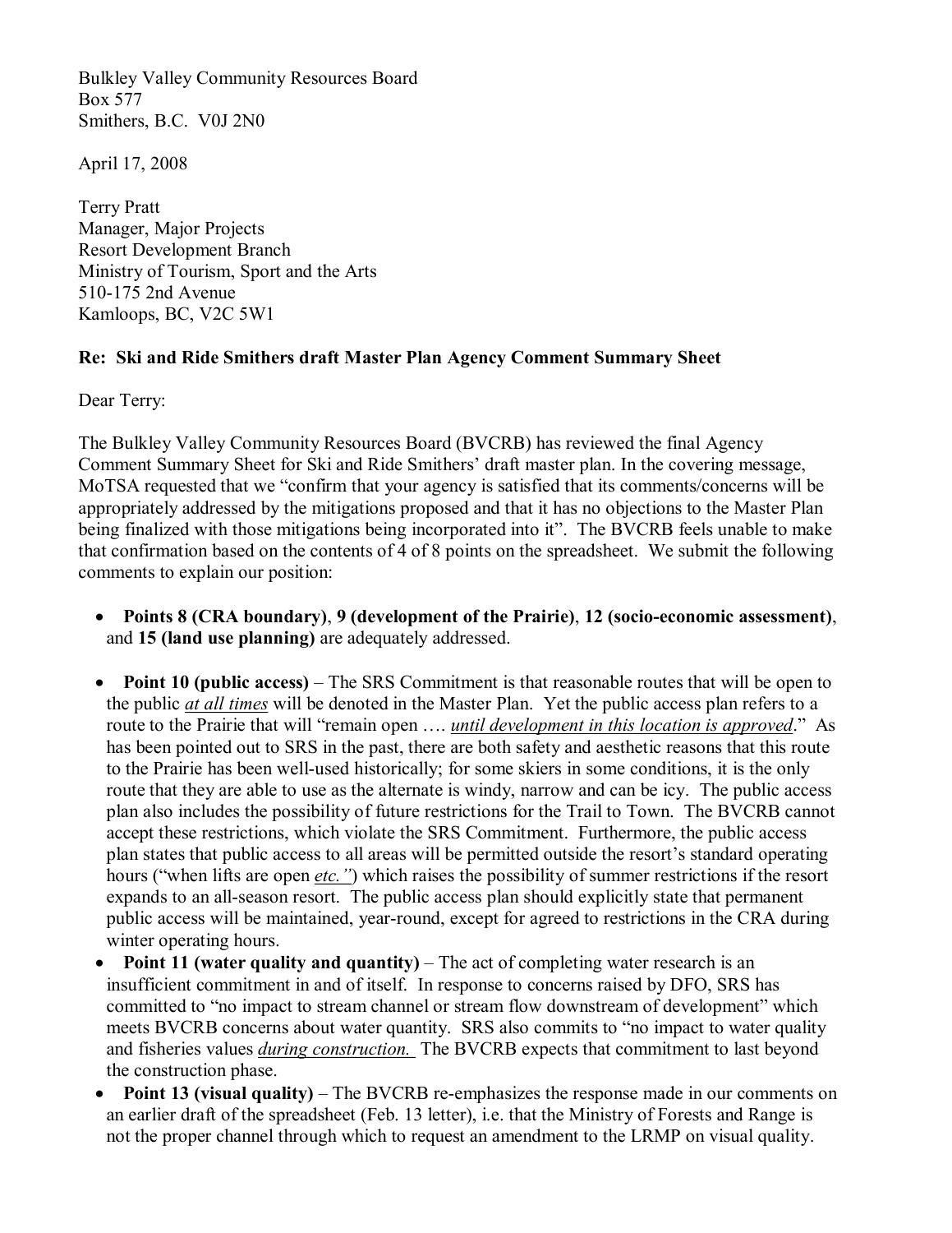Bulkley Valley Community Resources Board
Box 577
Smithers, B.C. V0J 2N0

April 17, 2008

Terry Pratt
Manager, Major Projects
Resort Development Branch
Ministry of Tourism, Sport and the Arts
510-175 2nd Avenue
Kamloops, BC, V2C 5W1

**Re: Ski and Ride Smithers draft Master Plan Agency Comment Summary Sheet**

Dear Terry:

The Bulkley Valley Community Resources Board (BVCRB) has reviewed the final Agency Comment Summary Sheet for Ski and Ride Smithers' draft master plan. In the covering message, MoTSA requested that we "confirm that your agency is satisfied that its comments/concerns will be appropriately addressed by the mitigations proposed and that it has no objections to the Master Plan being finalized with those mitigations being incorporated into it". The BVCRB feels unable to make that confirmation based on the contents of 4 of 8 points on the spreadsheet. We submit the following comments to explain our position:

- **Points 8 (CRA boundary)**, **9 (development of the Prairie)**, **12 (socio-economic assessment)**, and **15 (land use planning)** are adequately addressed.
- **Point 10 (public access)** – The SRS Commitment is that reasonable routes that will be open to the public <u>*at all times*</u> will be denoted in the Master Plan. Yet the public access plan refers to a route to the Prairie that will "remain open …. <u>*until development in this location is approved*</u>." As has been pointed out to SRS in the past, there are both safety and aesthetic reasons that this route to the Prairie has been well-used historically; for some skiers in some conditions, it is the only route that they are able to use as the alternate is windy, narrow and can be icy. The public access plan also includes the possibility of future restrictions for the Trail to Town. The BVCRB cannot accept these restrictions, which violate the SRS Commitment. Furthermore, the public access plan states that public access to all areas will be permitted outside the resort's standard operating hours ("when lifts are open <u>*etc."*</u>) which raises the possibility of summer restrictions if the resort expands to an all-season resort. The public access plan should explicitly state that permanent public access will be maintained, year-round, except for agreed to restrictions in the CRA during winter operating hours.
- **Point 11 (water quality and quantity)** – The act of completing water research is an insufficient commitment in and of itself. In response to concerns raised by DFO, SRS has committed to "no impact to stream channel or stream flow downstream of development" which meets BVCRB concerns about water quantity. SRS also commits to "no impact to water quality and fisheries values <u>*during construction.*</u> The BVCRB expects that commitment to last beyond the construction phase.
- **Point 13 (visual quality)** – The BVCRB re-emphasizes the response made in our comments on an earlier draft of the spreadsheet (Feb. 13 letter), i.e. that the Ministry of Forests and Range is not the proper channel through which to request an amendment to the LRMP on visual quality.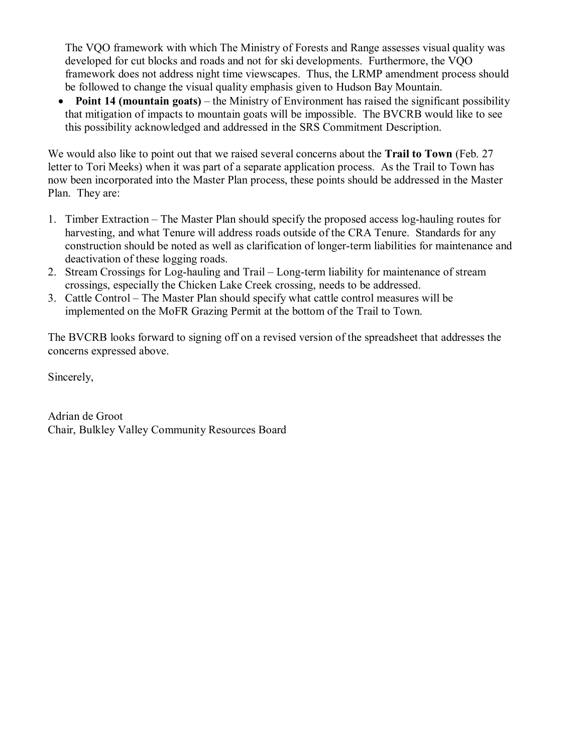The VQO framework with which The Ministry of Forests and Range assesses visual quality was developed for cut blocks and roads and not for ski developments. Furthermore, the VQO framework does not address night time viewscapes. Thus, the LRMP amendment process should be followed to change the visual quality emphasis given to Hudson Bay Mountain.

- **Point 14 (mountain goats)** – the Ministry of Environment has raised the significant possibility that mitigation of impacts to mountain goats will be impossible. The BVCRB would like to see this possibility acknowledged and addressed in the SRS Commitment Description.

We would also like to point out that we raised several concerns about the **Trail to Town** (Feb. 27 letter to Tori Meeks) when it was part of a separate application process. As the Trail to Town has now been incorporated into the Master Plan process, these points should be addressed in the Master Plan. They are:

1. Timber Extraction – The Master Plan should specify the proposed access log-hauling routes for harvesting, and what Tenure will address roads outside of the CRA Tenure. Standards for any construction should be noted as well as clarification of longer-term liabilities for maintenance and deactivation of these logging roads.
2. Stream Crossings for Log-hauling and Trail – Long-term liability for maintenance of stream crossings, especially the Chicken Lake Creek crossing, needs to be addressed.
3. Cattle Control – The Master Plan should specify what cattle control measures will be implemented on the MoFR Grazing Permit at the bottom of the Trail to Town.

The BVCRB looks forward to signing off on a revised version of the spreadsheet that addresses the concerns expressed above.

Sincerely,

Adrian de Groot
Chair, Bulkley Valley Community Resources Board